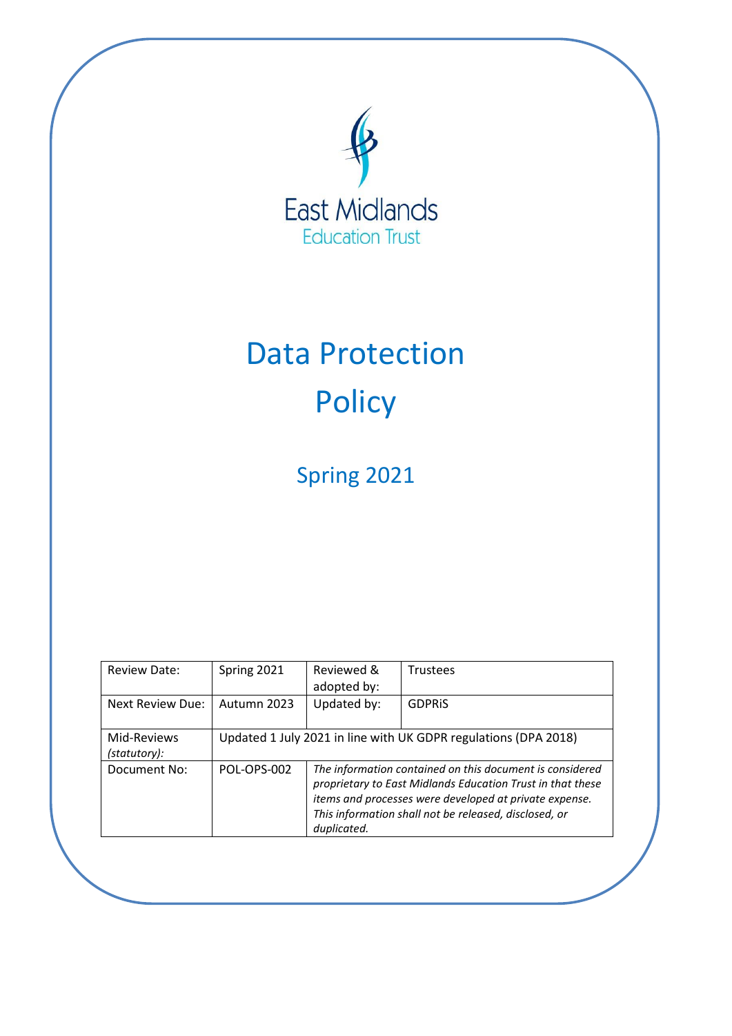East Midlands
Education Trust

# Data Protection Policy

## Spring 2021

| Review Date: | Spring 2021 | Reviewed & adopted by: | Trustees |
|---|---|---|---|
| Next Review Due: | Autumn 2023 | Updated by: | GDPRiS |
| Mid-Reviews *(statutory)*: | Updated 1 July 2021 in line with UK GDPR regulations (DPA 2018) | | |
| Document No: | POL-OPS-002 | *The information contained on this document is considered proprietary to East Midlands Education Trust in that these items and processes were developed at private expense. This information shall not be released, disclosed, or duplicated.* | |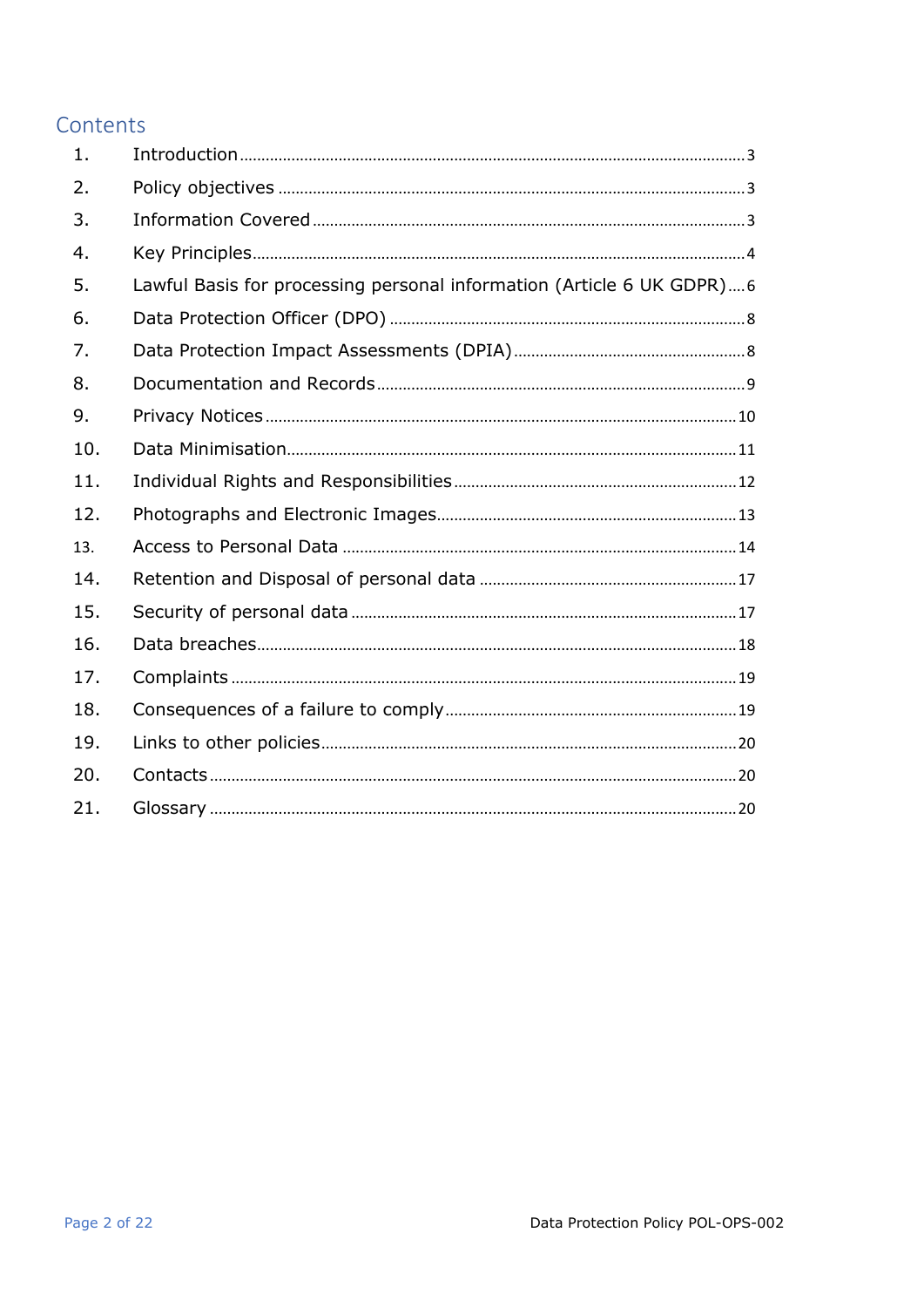## Contents

1. Introduction ........ 3
2. Policy objectives ........ 3
3. Information Covered ........ 3
4. Key Principles ........ 4
5. Lawful Basis for processing personal information (Article 6 UK GDPR) ........ 6
6. Data Protection Officer (DPO) ........ 8
7. Data Protection Impact Assessments (DPIA) ........ 8
8. Documentation and Records ........ 9
9. Privacy Notices ........ 10
10. Data Minimisation ........ 11
11. Individual Rights and Responsibilities ........ 12
12. Photographs and Electronic Images ........ 13
13. Access to Personal Data ........ 14
14. Retention and Disposal of personal data ........ 17
15. Security of personal data ........ 17
16. Data breaches ........ 18
17. Complaints ........ 19
18. Consequences of a failure to comply ........ 19
19. Links to other policies ........ 20
20. Contacts ........ 20
21. Glossary ........ 20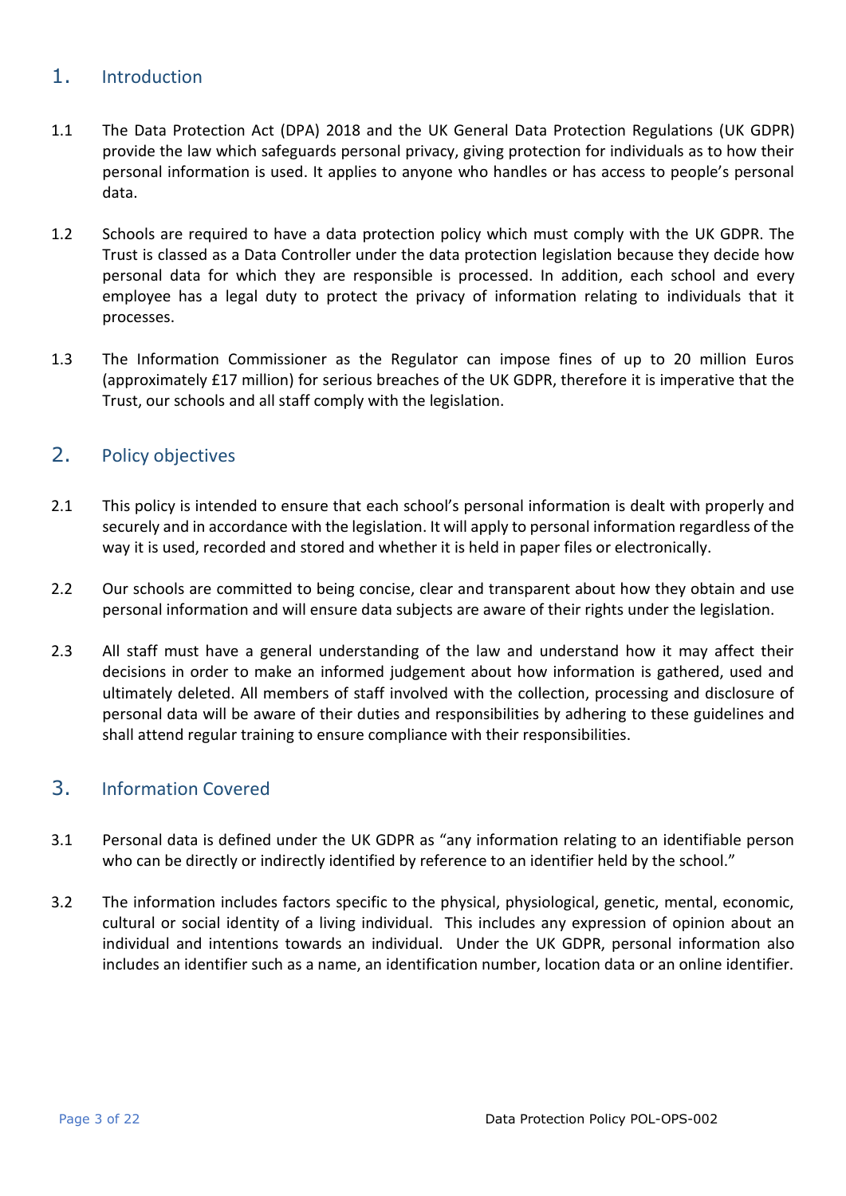## 1. Introduction

1.1 The Data Protection Act (DPA) 2018 and the UK General Data Protection Regulations (UK GDPR) provide the law which safeguards personal privacy, giving protection for individuals as to how their personal information is used. It applies to anyone who handles or has access to people's personal data.

1.2 Schools are required to have a data protection policy which must comply with the UK GDPR. The Trust is classed as a Data Controller under the data protection legislation because they decide how personal data for which they are responsible is processed. In addition, each school and every employee has a legal duty to protect the privacy of information relating to individuals that it processes.

1.3 The Information Commissioner as the Regulator can impose fines of up to 20 million Euros (approximately £17 million) for serious breaches of the UK GDPR, therefore it is imperative that the Trust, our schools and all staff comply with the legislation.

## 2. Policy objectives

2.1 This policy is intended to ensure that each school's personal information is dealt with properly and securely and in accordance with the legislation. It will apply to personal information regardless of the way it is used, recorded and stored and whether it is held in paper files or electronically.

2.2 Our schools are committed to being concise, clear and transparent about how they obtain and use personal information and will ensure data subjects are aware of their rights under the legislation.

2.3 All staff must have a general understanding of the law and understand how it may affect their decisions in order to make an informed judgement about how information is gathered, used and ultimately deleted. All members of staff involved with the collection, processing and disclosure of personal data will be aware of their duties and responsibilities by adhering to these guidelines and shall attend regular training to ensure compliance with their responsibilities.

## 3. Information Covered

3.1 Personal data is defined under the UK GDPR as "any information relating to an identifiable person who can be directly or indirectly identified by reference to an identifier held by the school."

3.2 The information includes factors specific to the physical, physiological, genetic, mental, economic, cultural or social identity of a living individual. This includes any expression of opinion about an individual and intentions towards an individual. Under the UK GDPR, personal information also includes an identifier such as a name, an identification number, location data or an online identifier.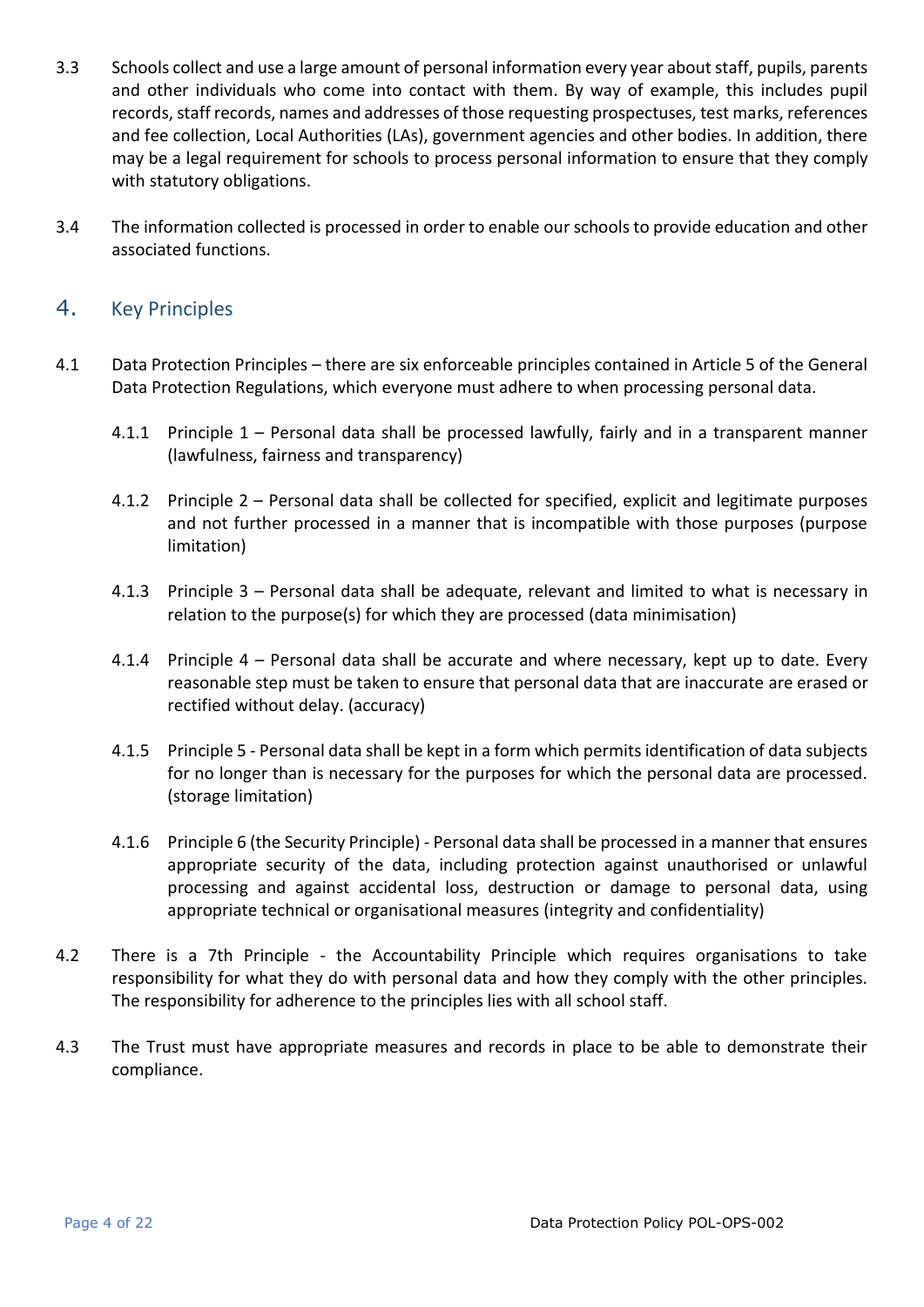3.3 Schools collect and use a large amount of personal information every year about staff, pupils, parents and other individuals who come into contact with them. By way of example, this includes pupil records, staff records, names and addresses of those requesting prospectuses, test marks, references and fee collection, Local Authorities (LAs), government agencies and other bodies. In addition, there may be a legal requirement for schools to process personal information to ensure that they comply with statutory obligations.

3.4 The information collected is processed in order to enable our schools to provide education and other associated functions.

## 4. Key Principles

4.1 Data Protection Principles – there are six enforceable principles contained in Article 5 of the General Data Protection Regulations, which everyone must adhere to when processing personal data.

4.1.1 Principle 1 – Personal data shall be processed lawfully, fairly and in a transparent manner (lawfulness, fairness and transparency)

4.1.2 Principle 2 – Personal data shall be collected for specified, explicit and legitimate purposes and not further processed in a manner that is incompatible with those purposes (purpose limitation)

4.1.3 Principle 3 – Personal data shall be adequate, relevant and limited to what is necessary in relation to the purpose(s) for which they are processed (data minimisation)

4.1.4 Principle 4 – Personal data shall be accurate and where necessary, kept up to date. Every reasonable step must be taken to ensure that personal data that are inaccurate are erased or rectified without delay. (accuracy)

4.1.5 Principle 5 - Personal data shall be kept in a form which permits identification of data subjects for no longer than is necessary for the purposes for which the personal data are processed. (storage limitation)

4.1.6 Principle 6 (the Security Principle) - Personal data shall be processed in a manner that ensures appropriate security of the data, including protection against unauthorised or unlawful processing and against accidental loss, destruction or damage to personal data, using appropriate technical or organisational measures (integrity and confidentiality)

4.2 There is a 7th Principle - the Accountability Principle which requires organisations to take responsibility for what they do with personal data and how they comply with the other principles. The responsibility for adherence to the principles lies with all school staff.

4.3 The Trust must have appropriate measures and records in place to be able to demonstrate their compliance.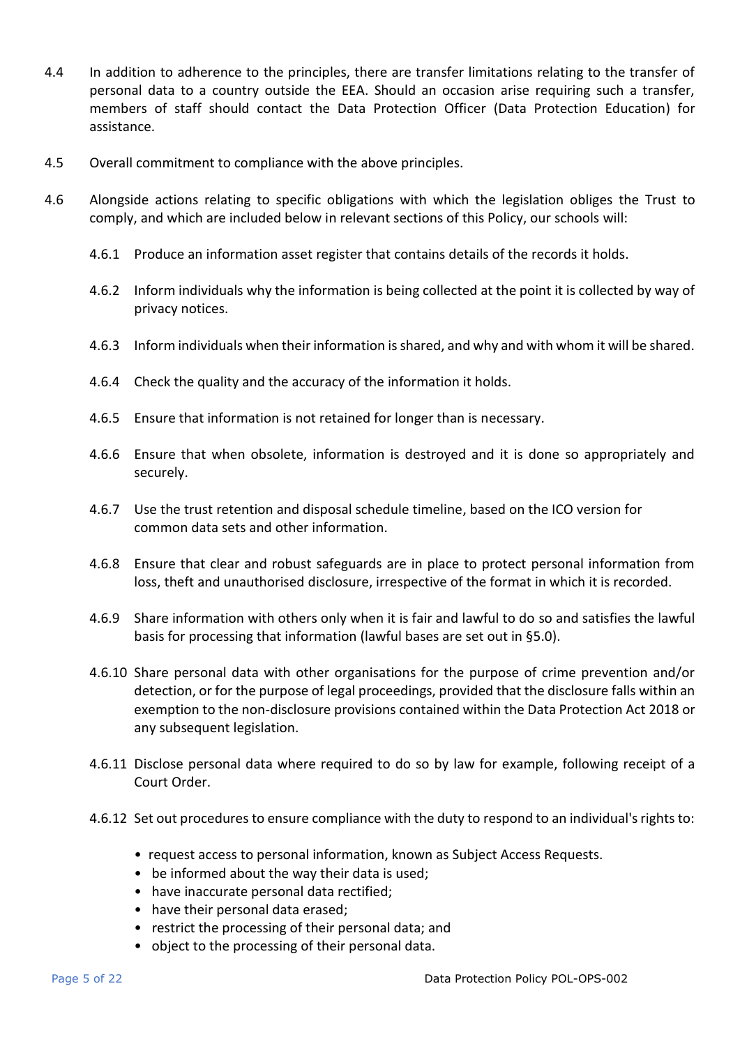4.4 In addition to adherence to the principles, there are transfer limitations relating to the transfer of personal data to a country outside the EEA. Should an occasion arise requiring such a transfer, members of staff should contact the Data Protection Officer (Data Protection Education) for assistance.

4.5 Overall commitment to compliance with the above principles.

4.6 Alongside actions relating to specific obligations with which the legislation obliges the Trust to comply, and which are included below in relevant sections of this Policy, our schools will:

4.6.1 Produce an information asset register that contains details of the records it holds.

4.6.2 Inform individuals why the information is being collected at the point it is collected by way of privacy notices.

4.6.3 Inform individuals when their information is shared, and why and with whom it will be shared.

4.6.4 Check the quality and the accuracy of the information it holds.

4.6.5 Ensure that information is not retained for longer than is necessary.

4.6.6 Ensure that when obsolete, information is destroyed and it is done so appropriately and securely.

4.6.7 Use the trust retention and disposal schedule timeline, based on the ICO version for common data sets and other information.

4.6.8 Ensure that clear and robust safeguards are in place to protect personal information from loss, theft and unauthorised disclosure, irrespective of the format in which it is recorded.

4.6.9 Share information with others only when it is fair and lawful to do so and satisfies the lawful basis for processing that information (lawful bases are set out in §5.0).

4.6.10 Share personal data with other organisations for the purpose of crime prevention and/or detection, or for the purpose of legal proceedings, provided that the disclosure falls within an exemption to the non-disclosure provisions contained within the Data Protection Act 2018 or any subsequent legislation.

4.6.11 Disclose personal data where required to do so by law for example, following receipt of a Court Order.

4.6.12 Set out procedures to ensure compliance with the duty to respond to an individual's rights to:

- request access to personal information, known as Subject Access Requests.
- be informed about the way their data is used;
- have inaccurate personal data rectified;
- have their personal data erased;
- restrict the processing of their personal data; and
- object to the processing of their personal data.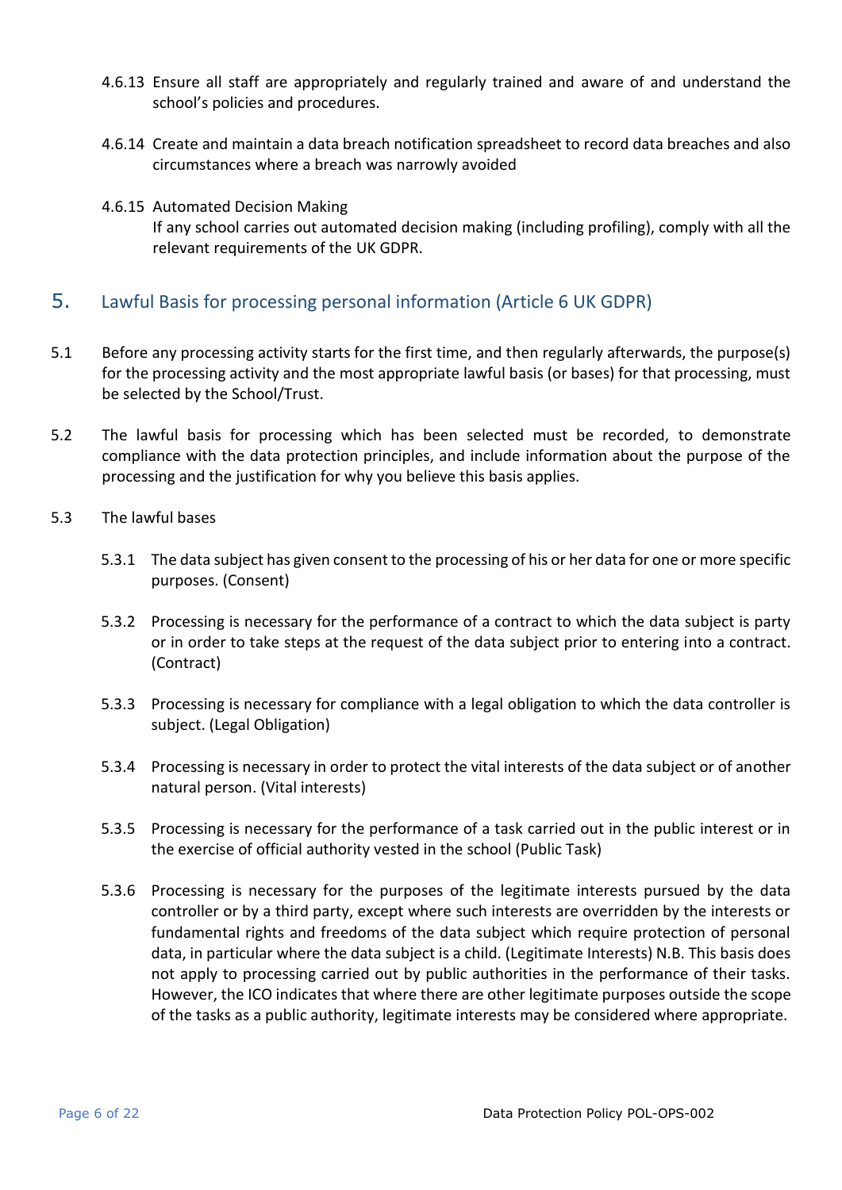4.6.13 Ensure all staff are appropriately and regularly trained and aware of and understand the school's policies and procedures.

4.6.14 Create and maintain a data breach notification spreadsheet to record data breaches and also circumstances where a breach was narrowly avoided

4.6.15 Automated Decision Making
If any school carries out automated decision making (including profiling), comply with all the relevant requirements of the UK GDPR.

## 5. Lawful Basis for processing personal information (Article 6 UK GDPR)

5.1 Before any processing activity starts for the first time, and then regularly afterwards, the purpose(s) for the processing activity and the most appropriate lawful basis (or bases) for that processing, must be selected by the School/Trust.

5.2 The lawful basis for processing which has been selected must be recorded, to demonstrate compliance with the data protection principles, and include information about the purpose of the processing and the justification for why you believe this basis applies.

5.3 The lawful bases

5.3.1 The data subject has given consent to the processing of his or her data for one or more specific purposes. (Consent)

5.3.2 Processing is necessary for the performance of a contract to which the data subject is party or in order to take steps at the request of the data subject prior to entering into a contract. (Contract)

5.3.3 Processing is necessary for compliance with a legal obligation to which the data controller is subject. (Legal Obligation)

5.3.4 Processing is necessary in order to protect the vital interests of the data subject or of another natural person. (Vital interests)

5.3.5 Processing is necessary for the performance of a task carried out in the public interest or in the exercise of official authority vested in the school (Public Task)

5.3.6 Processing is necessary for the purposes of the legitimate interests pursued by the data controller or by a third party, except where such interests are overridden by the interests or fundamental rights and freedoms of the data subject which require protection of personal data, in particular where the data subject is a child. (Legitimate Interests) N.B. This basis does not apply to processing carried out by public authorities in the performance of their tasks. However, the ICO indicates that where there are other legitimate purposes outside the scope of the tasks as a public authority, legitimate interests may be considered where appropriate.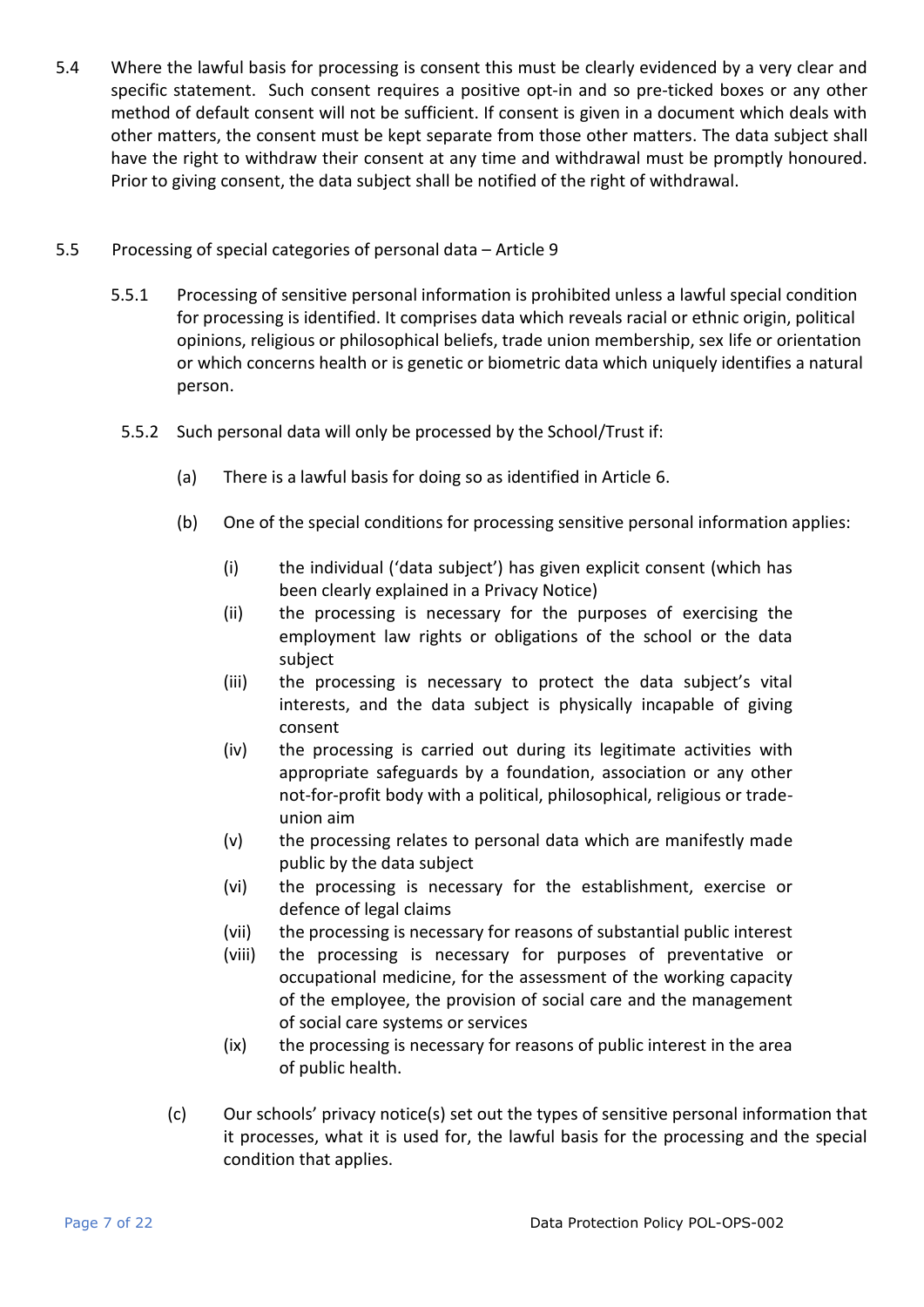5.4 Where the lawful basis for processing is consent this must be clearly evidenced by a very clear and specific statement. Such consent requires a positive opt-in and so pre-ticked boxes or any other method of default consent will not be sufficient. If consent is given in a document which deals with other matters, the consent must be kept separate from those other matters. The data subject shall have the right to withdraw their consent at any time and withdrawal must be promptly honoured. Prior to giving consent, the data subject shall be notified of the right of withdrawal.

5.5 Processing of special categories of personal data – Article 9

5.5.1 Processing of sensitive personal information is prohibited unless a lawful special condition for processing is identified. It comprises data which reveals racial or ethnic origin, political opinions, religious or philosophical beliefs, trade union membership, sex life or orientation or which concerns health or is genetic or biometric data which uniquely identifies a natural person.

5.5.2 Such personal data will only be processed by the School/Trust if:

(a) There is a lawful basis for doing so as identified in Article 6.

(b) One of the special conditions for processing sensitive personal information applies:

(i) the individual ('data subject') has given explicit consent (which has been clearly explained in a Privacy Notice)
(ii) the processing is necessary for the purposes of exercising the employment law rights or obligations of the school or the data subject
(iii) the processing is necessary to protect the data subject's vital interests, and the data subject is physically incapable of giving consent
(iv) the processing is carried out during its legitimate activities with appropriate safeguards by a foundation, association or any other not-for-profit body with a political, philosophical, religious or trade-union aim
(v) the processing relates to personal data which are manifestly made public by the data subject
(vi) the processing is necessary for the establishment, exercise or defence of legal claims
(vii) the processing is necessary for reasons of substantial public interest
(viii) the processing is necessary for purposes of preventative or occupational medicine, for the assessment of the working capacity of the employee, the provision of social care and the management of social care systems or services
(ix) the processing is necessary for reasons of public interest in the area of public health.

(c) Our schools' privacy notice(s) set out the types of sensitive personal information that it processes, what it is used for, the lawful basis for the processing and the special condition that applies.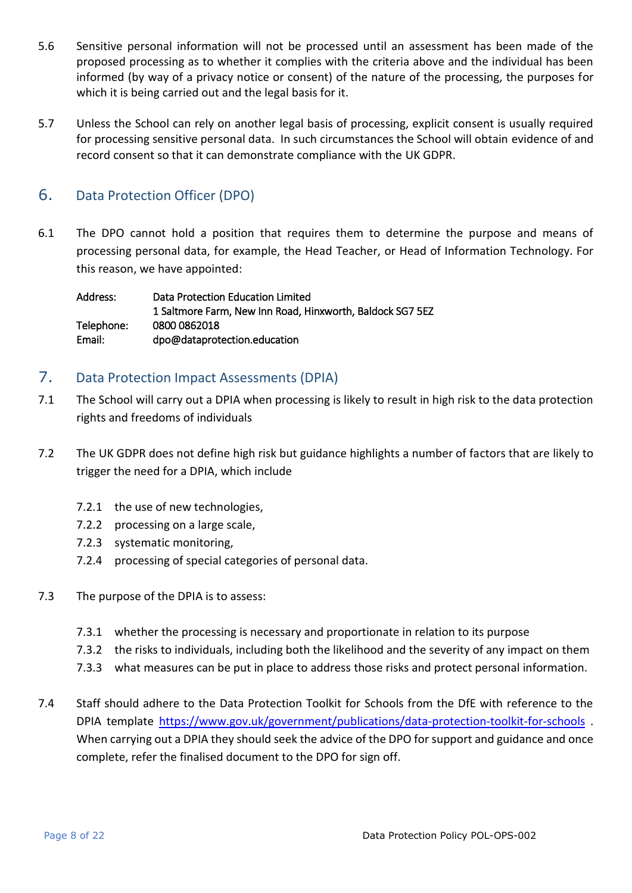5.6 Sensitive personal information will not be processed until an assessment has been made of the proposed processing as to whether it complies with the criteria above and the individual has been informed (by way of a privacy notice or consent) of the nature of the processing, the purposes for which it is being carried out and the legal basis for it.

5.7 Unless the School can rely on another legal basis of processing, explicit consent is usually required for processing sensitive personal data. In such circumstances the School will obtain evidence of and record consent so that it can demonstrate compliance with the UK GDPR.

## 6. Data Protection Officer (DPO)

6.1 The DPO cannot hold a position that requires them to determine the purpose and means of processing personal data, for example, the Head Teacher, or Head of Information Technology. For this reason, we have appointed:

| | |
|---|---|
| Address: | Data Protection Education Limited |
| | 1 Saltmore Farm, New Inn Road, Hinxworth, Baldock SG7 5EZ |
| Telephone: | 0800 0862018 |
| Email: | dpo@dataprotection.education |

## 7. Data Protection Impact Assessments (DPIA)

7.1 The School will carry out a DPIA when processing is likely to result in high risk to the data protection rights and freedoms of individuals

7.2 The UK GDPR does not define high risk but guidance highlights a number of factors that are likely to trigger the need for a DPIA, which include

- 7.2.1 the use of new technologies,
- 7.2.2 processing on a large scale,
- 7.2.3 systematic monitoring,
- 7.2.4 processing of special categories of personal data.

7.3 The purpose of the DPIA is to assess:

- 7.3.1 whether the processing is necessary and proportionate in relation to its purpose
- 7.3.2 the risks to individuals, including both the likelihood and the severity of any impact on them
- 7.3.3 what measures can be put in place to address those risks and protect personal information.

7.4 Staff should adhere to the Data Protection Toolkit for Schools from the DfE with reference to the DPIA template https://www.gov.uk/government/publications/data-protection-toolkit-for-schools . When carrying out a DPIA they should seek the advice of the DPO for support and guidance and once complete, refer the finalised document to the DPO for sign off.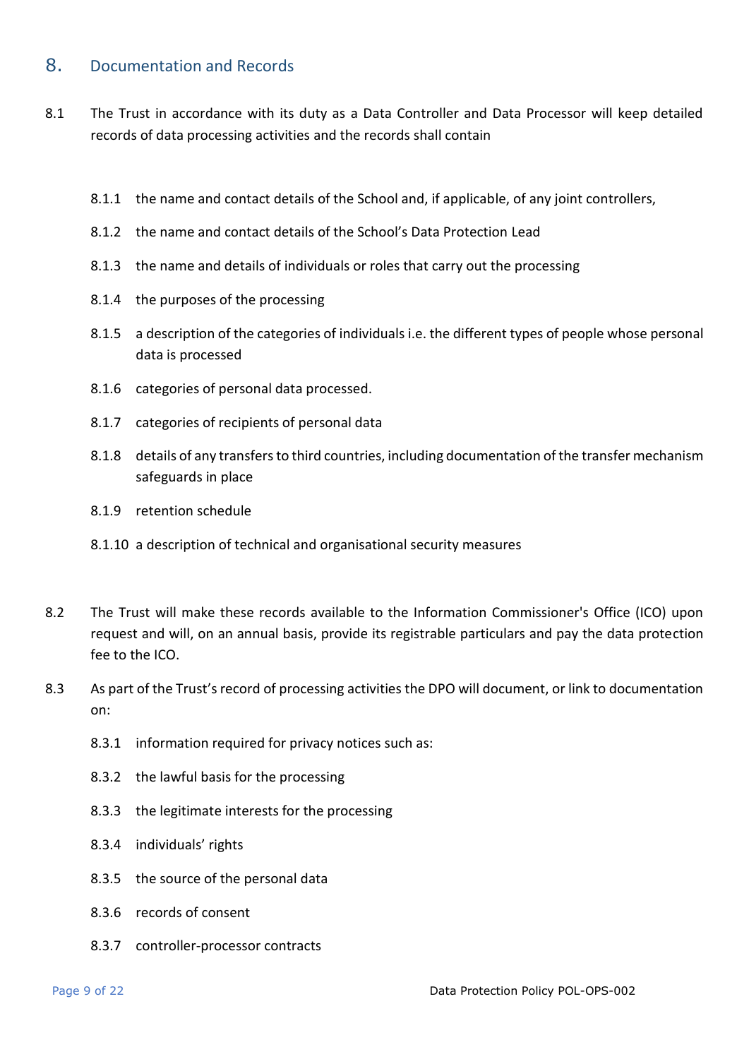## 8. Documentation and Records

8.1 The Trust in accordance with its duty as a Data Controller and Data Processor will keep detailed records of data processing activities and the records shall contain

- 8.1.1 the name and contact details of the School and, if applicable, of any joint controllers,
- 8.1.2 the name and contact details of the School's Data Protection Lead
- 8.1.3 the name and details of individuals or roles that carry out the processing
- 8.1.4 the purposes of the processing
- 8.1.5 a description of the categories of individuals i.e. the different types of people whose personal data is processed
- 8.1.6 categories of personal data processed.
- 8.1.7 categories of recipients of personal data
- 8.1.8 details of any transfers to third countries, including documentation of the transfer mechanism safeguards in place
- 8.1.9 retention schedule
- 8.1.10 a description of technical and organisational security measures

8.2 The Trust will make these records available to the Information Commissioner's Office (ICO) upon request and will, on an annual basis, provide its registrable particulars and pay the data protection fee to the ICO.

8.3 As part of the Trust's record of processing activities the DPO will document, or link to documentation on:

- 8.3.1 information required for privacy notices such as:
- 8.3.2 the lawful basis for the processing
- 8.3.3 the legitimate interests for the processing
- 8.3.4 individuals' rights
- 8.3.5 the source of the personal data
- 8.3.6 records of consent
- 8.3.7 controller-processor contracts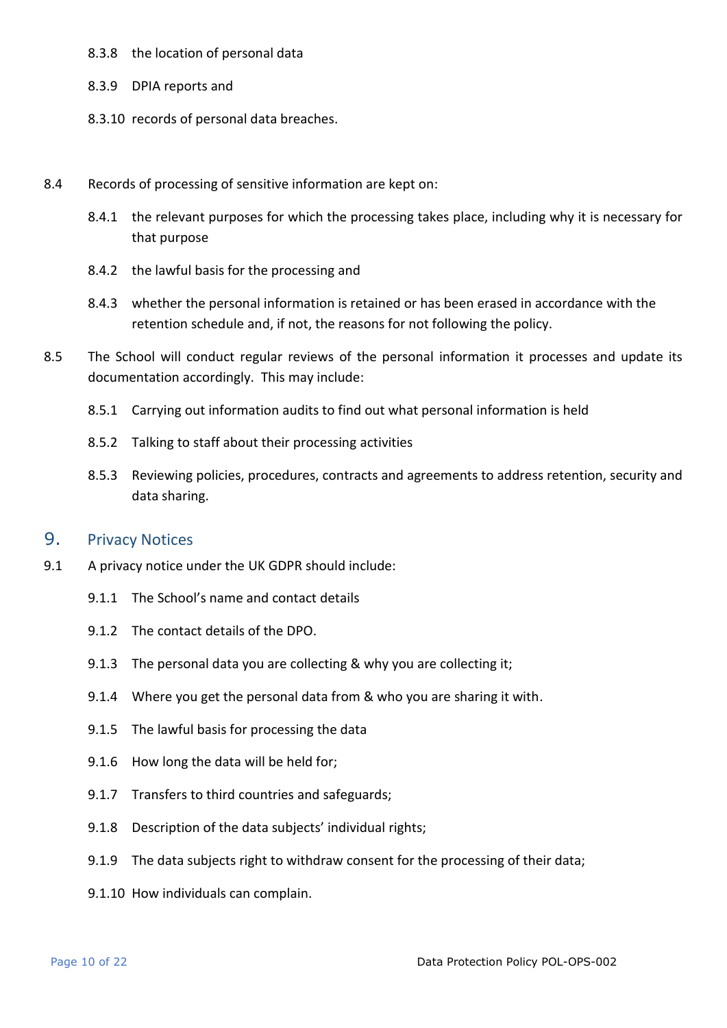8.3.8 the location of personal data

8.3.9 DPIA reports and

8.3.10 records of personal data breaches.

8.4 Records of processing of sensitive information are kept on:

8.4.1 the relevant purposes for which the processing takes place, including why it is necessary for that purpose

8.4.2 the lawful basis for the processing and

8.4.3 whether the personal information is retained or has been erased in accordance with the retention schedule and, if not, the reasons for not following the policy.

8.5 The School will conduct regular reviews of the personal information it processes and update its documentation accordingly. This may include:

8.5.1 Carrying out information audits to find out what personal information is held

8.5.2 Talking to staff about their processing activities

8.5.3 Reviewing policies, procedures, contracts and agreements to address retention, security and data sharing.

## 9. Privacy Notices

9.1 A privacy notice under the UK GDPR should include:

9.1.1 The School's name and contact details

9.1.2 The contact details of the DPO.

9.1.3 The personal data you are collecting & why you are collecting it;

9.1.4 Where you get the personal data from & who you are sharing it with.

9.1.5 The lawful basis for processing the data

9.1.6 How long the data will be held for;

9.1.7 Transfers to third countries and safeguards;

9.1.8 Description of the data subjects' individual rights;

9.1.9 The data subjects right to withdraw consent for the processing of their data;

9.1.10 How individuals can complain.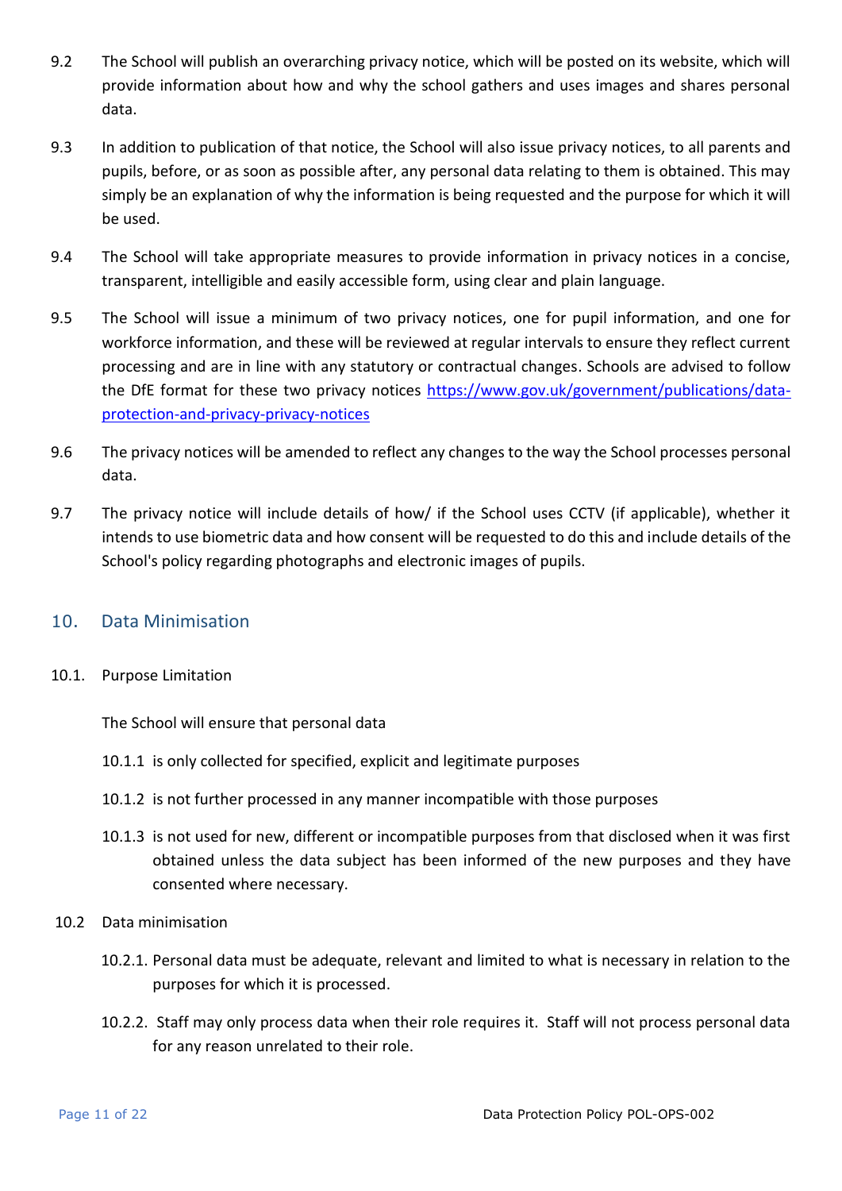9.2 The School will publish an overarching privacy notice, which will be posted on its website, which will provide information about how and why the school gathers and uses images and shares personal data.

9.3 In addition to publication of that notice, the School will also issue privacy notices, to all parents and pupils, before, or as soon as possible after, any personal data relating to them is obtained. This may simply be an explanation of why the information is being requested and the purpose for which it will be used.

9.4 The School will take appropriate measures to provide information in privacy notices in a concise, transparent, intelligible and easily accessible form, using clear and plain language.

9.5 The School will issue a minimum of two privacy notices, one for pupil information, and one for workforce information, and these will be reviewed at regular intervals to ensure they reflect current processing and are in line with any statutory or contractual changes. Schools are advised to follow the DfE format for these two privacy notices [https://www.gov.uk/government/publications/data-protection-and-privacy-privacy-notices](https://www.gov.uk/government/publications/data-protection-and-privacy-privacy-notices)

9.6 The privacy notices will be amended to reflect any changes to the way the School processes personal data.

9.7 The privacy notice will include details of how/ if the School uses CCTV (if applicable), whether it intends to use biometric data and how consent will be requested to do this and include details of the School's policy regarding photographs and electronic images of pupils.

## 10. Data Minimisation

10.1. Purpose Limitation

The School will ensure that personal data

10.1.1 is only collected for specified, explicit and legitimate purposes

10.1.2 is not further processed in any manner incompatible with those purposes

10.1.3 is not used for new, different or incompatible purposes from that disclosed when it was first obtained unless the data subject has been informed of the new purposes and they have consented where necessary.

10.2 Data minimisation

10.2.1. Personal data must be adequate, relevant and limited to what is necessary in relation to the purposes for which it is processed.

10.2.2. Staff may only process data when their role requires it. Staff will not process personal data for any reason unrelated to their role.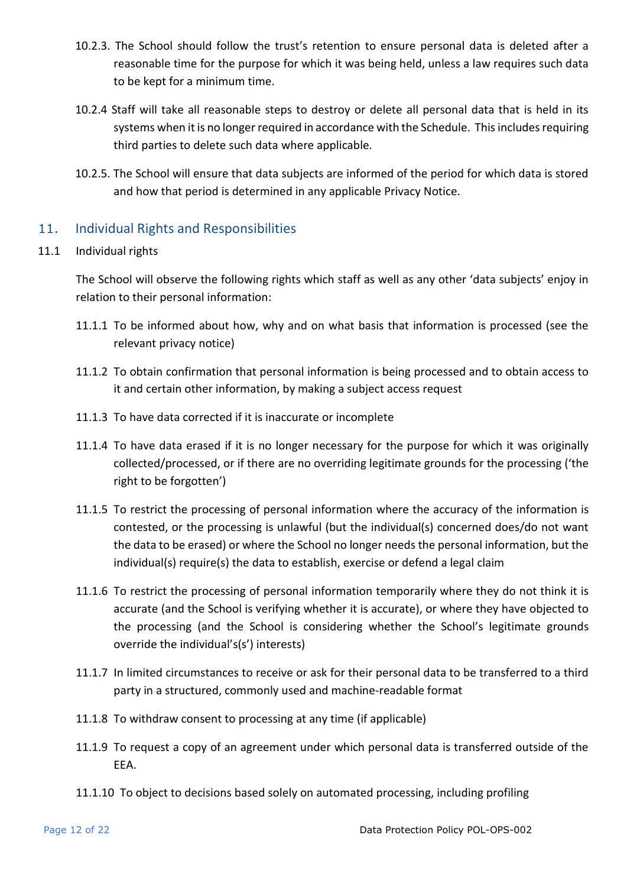10.2.3. The School should follow the trust's retention to ensure personal data is deleted after a reasonable time for the purpose for which it was being held, unless a law requires such data to be kept for a minimum time.

10.2.4 Staff will take all reasonable steps to destroy or delete all personal data that is held in its systems when it is no longer required in accordance with the Schedule. This includes requiring third parties to delete such data where applicable.

10.2.5. The School will ensure that data subjects are informed of the period for which data is stored and how that period is determined in any applicable Privacy Notice.

## 11. Individual Rights and Responsibilities

11.1 Individual rights

The School will observe the following rights which staff as well as any other 'data subjects' enjoy in relation to their personal information:

11.1.1 To be informed about how, why and on what basis that information is processed (see the relevant privacy notice)

11.1.2 To obtain confirmation that personal information is being processed and to obtain access to it and certain other information, by making a subject access request

11.1.3 To have data corrected if it is inaccurate or incomplete

11.1.4 To have data erased if it is no longer necessary for the purpose for which it was originally collected/processed, or if there are no overriding legitimate grounds for the processing ('the right to be forgotten')

11.1.5 To restrict the processing of personal information where the accuracy of the information is contested, or the processing is unlawful (but the individual(s) concerned does/do not want the data to be erased) or where the School no longer needs the personal information, but the individual(s) require(s) the data to establish, exercise or defend a legal claim

11.1.6 To restrict the processing of personal information temporarily where they do not think it is accurate (and the School is verifying whether it is accurate), or where they have objected to the processing (and the School is considering whether the School's legitimate grounds override the individual's(s') interests)

11.1.7 In limited circumstances to receive or ask for their personal data to be transferred to a third party in a structured, commonly used and machine-readable format

11.1.8 To withdraw consent to processing at any time (if applicable)

11.1.9 To request a copy of an agreement under which personal data is transferred outside of the EEA.

11.1.10 To object to decisions based solely on automated processing, including profiling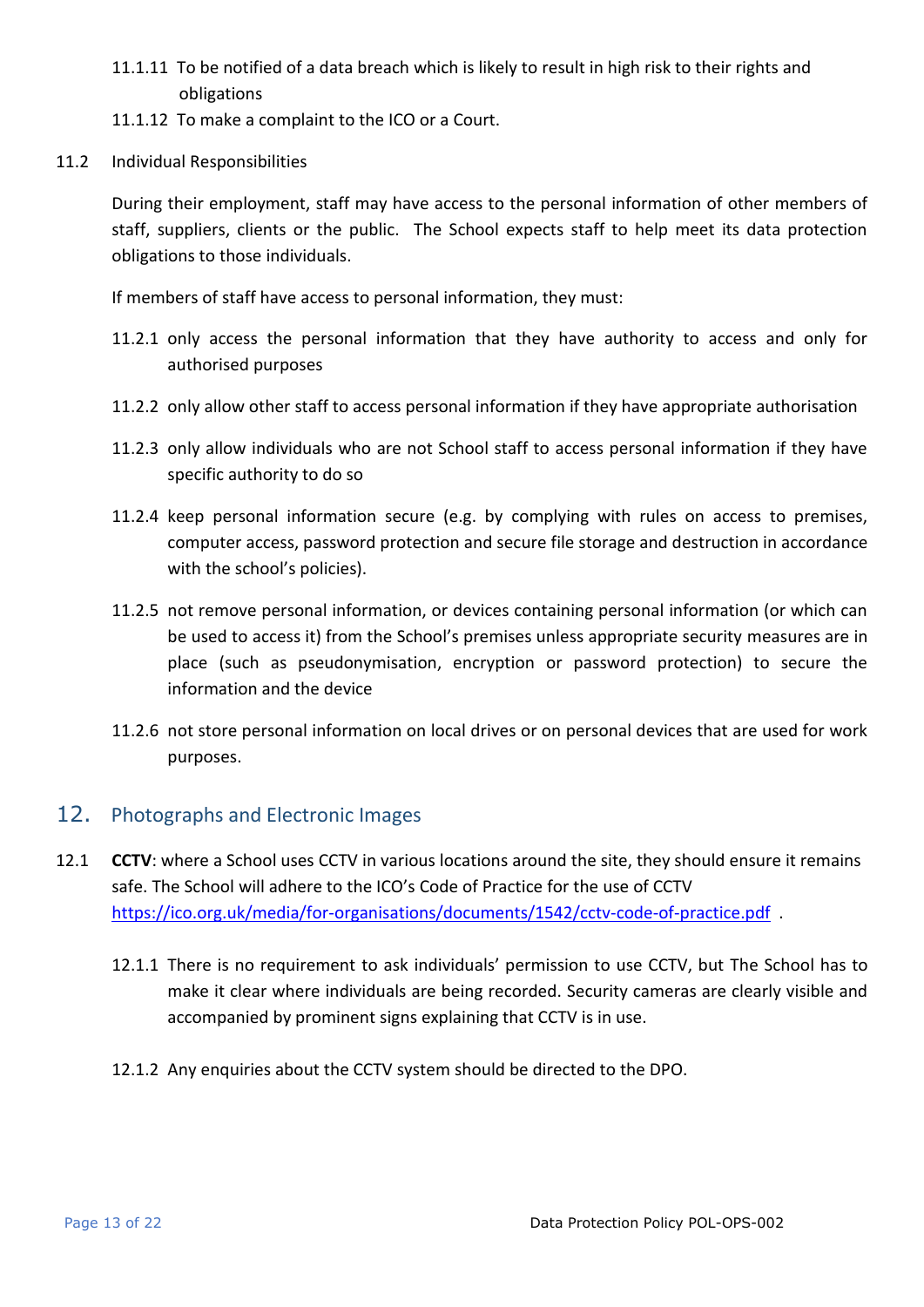11.1.11 To be notified of a data breach which is likely to result in high risk to their rights and obligations

11.1.12 To make a complaint to the ICO or a Court.

11.2 Individual Responsibilities

During their employment, staff may have access to the personal information of other members of staff, suppliers, clients or the public. The School expects staff to help meet its data protection obligations to those individuals.

If members of staff have access to personal information, they must:

11.2.1 only access the personal information that they have authority to access and only for authorised purposes

11.2.2 only allow other staff to access personal information if they have appropriate authorisation

11.2.3 only allow individuals who are not School staff to access personal information if they have specific authority to do so

11.2.4 keep personal information secure (e.g. by complying with rules on access to premises, computer access, password protection and secure file storage and destruction in accordance with the school's policies).

11.2.5 not remove personal information, or devices containing personal information (or which can be used to access it) from the School's premises unless appropriate security measures are in place (such as pseudonymisation, encryption or password protection) to secure the information and the device

11.2.6 not store personal information on local drives or on personal devices that are used for work purposes.

## 12. Photographs and Electronic Images

12.1 **CCTV**: where a School uses CCTV in various locations around the site, they should ensure it remains safe. The School will adhere to the ICO's Code of Practice for the use of CCTV https://ico.org.uk/media/for-organisations/documents/1542/cctv-code-of-practice.pdf .

12.1.1 There is no requirement to ask individuals' permission to use CCTV, but The School has to make it clear where individuals are being recorded. Security cameras are clearly visible and accompanied by prominent signs explaining that CCTV is in use.

12.1.2 Any enquiries about the CCTV system should be directed to the DPO.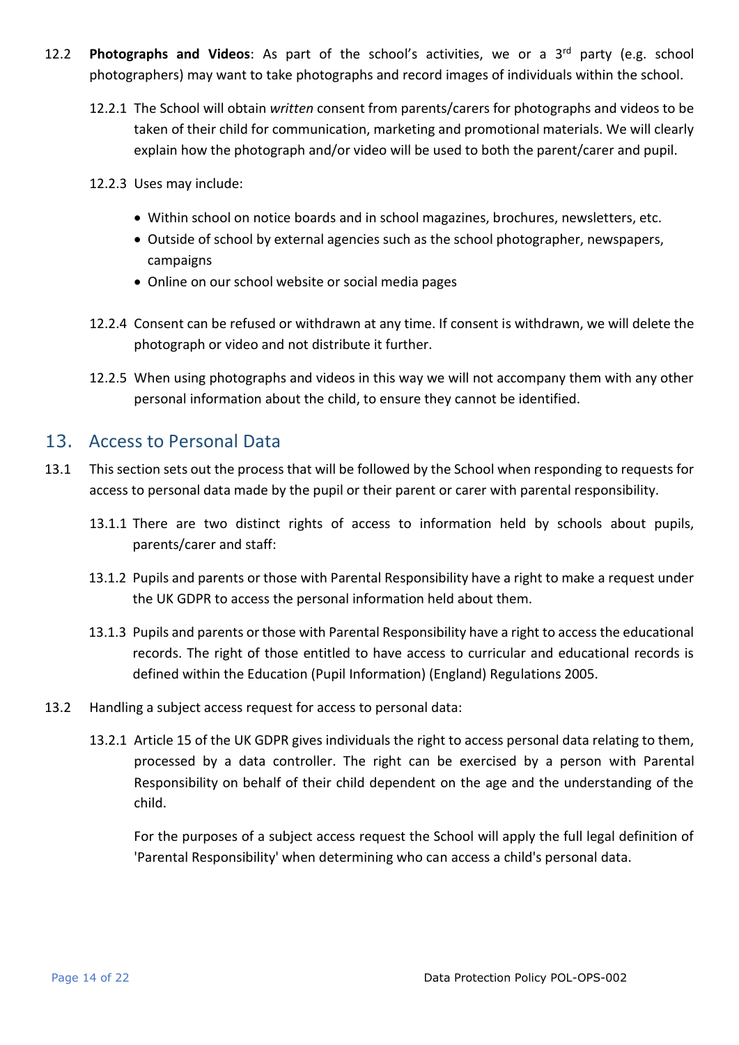12.2 **Photographs and Videos**: As part of the school's activities, we or a 3rd party (e.g. school photographers) may want to take photographs and record images of individuals within the school.

12.2.1 The School will obtain *written* consent from parents/carers for photographs and videos to be taken of their child for communication, marketing and promotional materials. We will clearly explain how the photograph and/or video will be used to both the parent/carer and pupil.

12.2.3 Uses may include:

- Within school on notice boards and in school magazines, brochures, newsletters, etc.
- Outside of school by external agencies such as the school photographer, newspapers, campaigns
- Online on our school website or social media pages

12.2.4 Consent can be refused or withdrawn at any time. If consent is withdrawn, we will delete the photograph or video and not distribute it further.

12.2.5 When using photographs and videos in this way we will not accompany them with any other personal information about the child, to ensure they cannot be identified.

## 13. Access to Personal Data

13.1 This section sets out the process that will be followed by the School when responding to requests for access to personal data made by the pupil or their parent or carer with parental responsibility.

13.1.1 There are two distinct rights of access to information held by schools about pupils, parents/carer and staff:

13.1.2 Pupils and parents or those with Parental Responsibility have a right to make a request under the UK GDPR to access the personal information held about them.

13.1.3 Pupils and parents or those with Parental Responsibility have a right to access the educational records. The right of those entitled to have access to curricular and educational records is defined within the Education (Pupil Information) (England) Regulations 2005.

13.2 Handling a subject access request for access to personal data:

13.2.1 Article 15 of the UK GDPR gives individuals the right to access personal data relating to them, processed by a data controller. The right can be exercised by a person with Parental Responsibility on behalf of their child dependent on the age and the understanding of the child.

For the purposes of a subject access request the School will apply the full legal definition of 'Parental Responsibility' when determining who can access a child's personal data.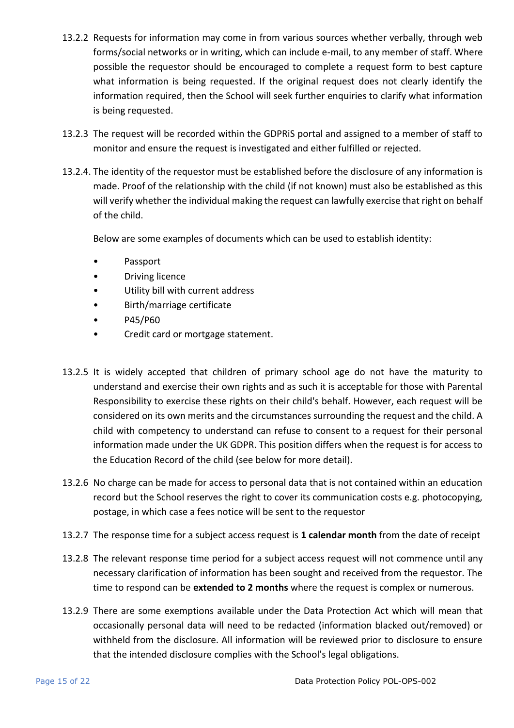13.2.2 Requests for information may come in from various sources whether verbally, through web forms/social networks or in writing, which can include e-mail, to any member of staff. Where possible the requestor should be encouraged to complete a request form to best capture what information is being requested. If the original request does not clearly identify the information required, then the School will seek further enquiries to clarify what information is being requested.

13.2.3 The request will be recorded within the GDPRiS portal and assigned to a member of staff to monitor and ensure the request is investigated and either fulfilled or rejected.

13.2.4. The identity of the requestor must be established before the disclosure of any information is made. Proof of the relationship with the child (if not known) must also be established as this will verify whether the individual making the request can lawfully exercise that right on behalf of the child.

Below are some examples of documents which can be used to establish identity:

- Passport
- Driving licence
- Utility bill with current address
- Birth/marriage certificate
- P45/P60
- Credit card or mortgage statement.

13.2.5 It is widely accepted that children of primary school age do not have the maturity to understand and exercise their own rights and as such it is acceptable for those with Parental Responsibility to exercise these rights on their child's behalf. However, each request will be considered on its own merits and the circumstances surrounding the request and the child. A child with competency to understand can refuse to consent to a request for their personal information made under the UK GDPR. This position differs when the request is for access to the Education Record of the child (see below for more detail).

13.2.6 No charge can be made for access to personal data that is not contained within an education record but the School reserves the right to cover its communication costs e.g. photocopying, postage, in which case a fees notice will be sent to the requestor

13.2.7 The response time for a subject access request is **1 calendar month** from the date of receipt

13.2.8 The relevant response time period for a subject access request will not commence until any necessary clarification of information has been sought and received from the requestor. The time to respond can be **extended to 2 months** where the request is complex or numerous.

13.2.9 There are some exemptions available under the Data Protection Act which will mean that occasionally personal data will need to be redacted (information blacked out/removed) or withheld from the disclosure. All information will be reviewed prior to disclosure to ensure that the intended disclosure complies with the School's legal obligations.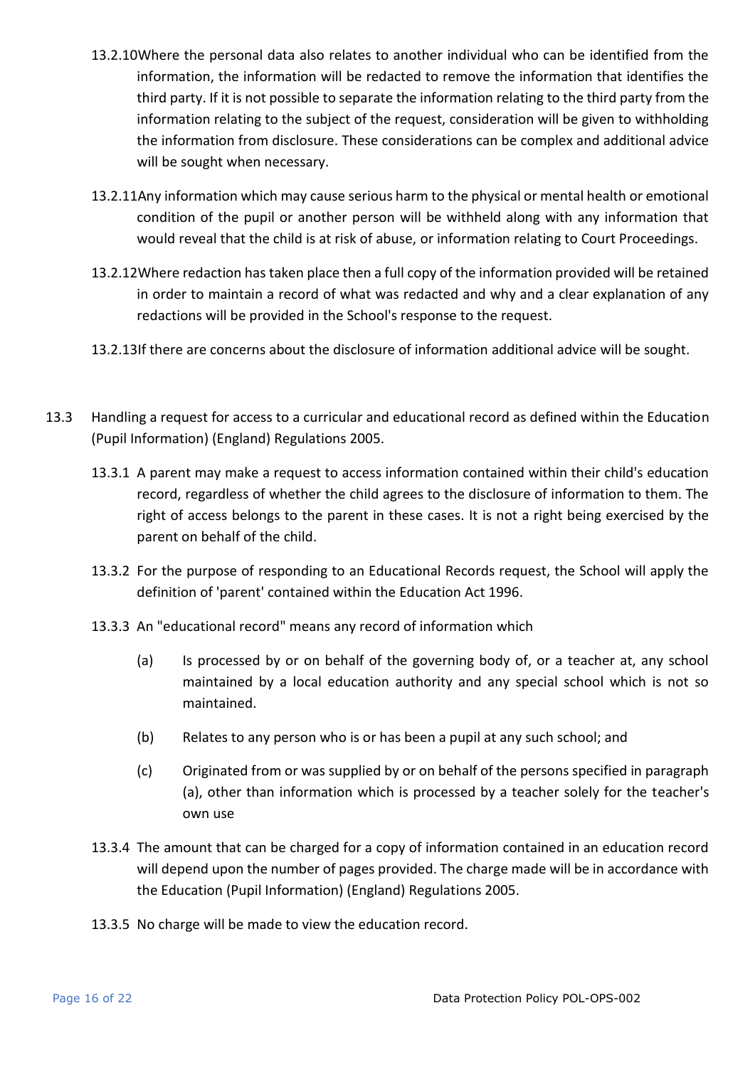13.2.10 Where the personal data also relates to another individual who can be identified from the information, the information will be redacted to remove the information that identifies the third party. If it is not possible to separate the information relating to the third party from the information relating to the subject of the request, consideration will be given to withholding the information from disclosure. These considerations can be complex and additional advice will be sought when necessary.

13.2.11 Any information which may cause serious harm to the physical or mental health or emotional condition of the pupil or another person will be withheld along with any information that would reveal that the child is at risk of abuse, or information relating to Court Proceedings.

13.2.12 Where redaction has taken place then a full copy of the information provided will be retained in order to maintain a record of what was redacted and why and a clear explanation of any redactions will be provided in the School's response to the request.

13.2.13 If there are concerns about the disclosure of information additional advice will be sought.

13.3 Handling a request for access to a curricular and educational record as defined within the Education (Pupil Information) (England) Regulations 2005.

13.3.1 A parent may make a request to access information contained within their child's education record, regardless of whether the child agrees to the disclosure of information to them. The right of access belongs to the parent in these cases. It is not a right being exercised by the parent on behalf of the child.

13.3.2 For the purpose of responding to an Educational Records request, the School will apply the definition of 'parent' contained within the Education Act 1996.

13.3.3 An "educational record" means any record of information which

(a) Is processed by or on behalf of the governing body of, or a teacher at, any school maintained by a local education authority and any special school which is not so maintained.

(b) Relates to any person who is or has been a pupil at any such school; and

(c) Originated from or was supplied by or on behalf of the persons specified in paragraph (a), other than information which is processed by a teacher solely for the teacher's own use

13.3.4 The amount that can be charged for a copy of information contained in an education record will depend upon the number of pages provided. The charge made will be in accordance with the Education (Pupil Information) (England) Regulations 2005.

13.3.5 No charge will be made to view the education record.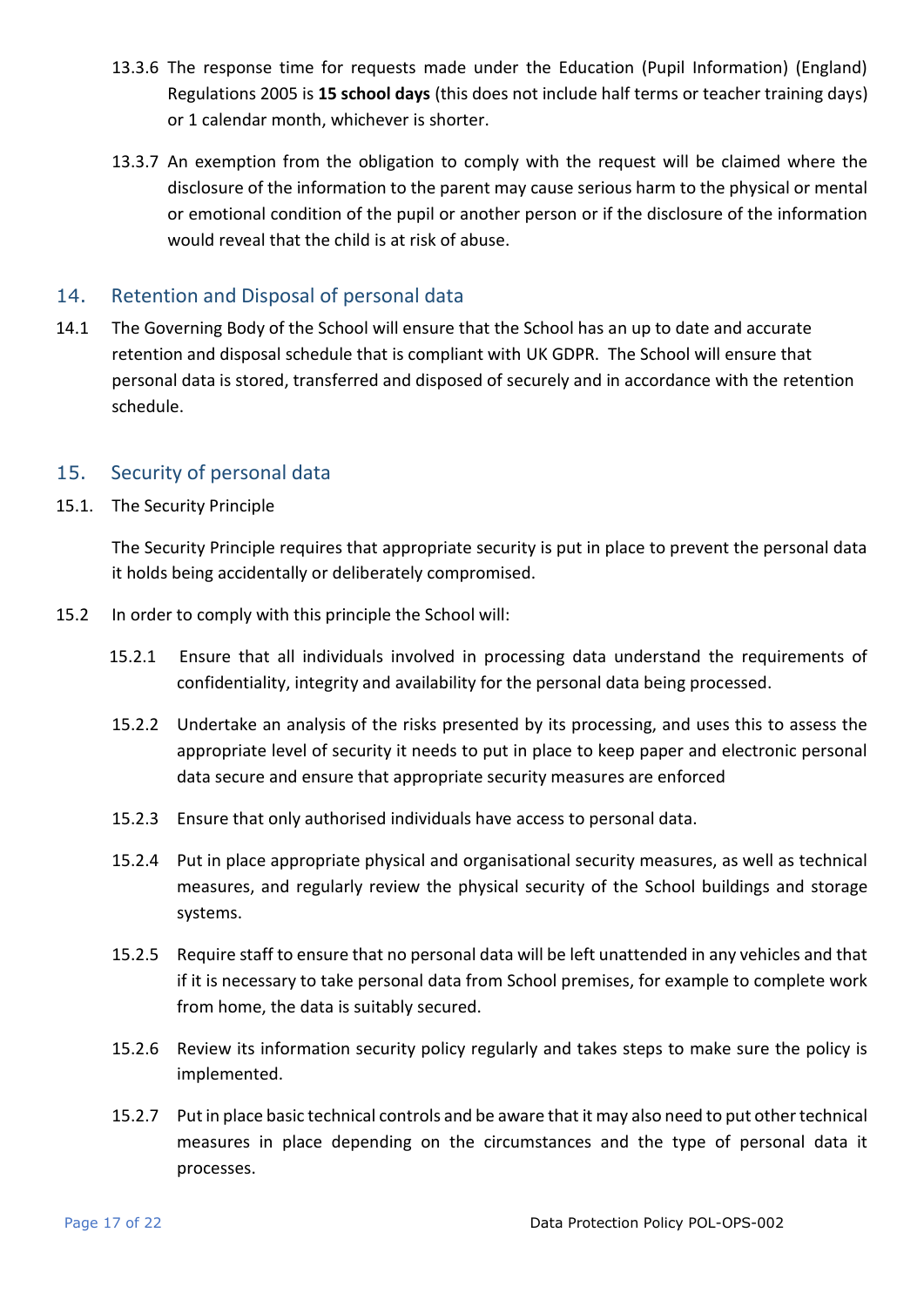13.3.6 The response time for requests made under the Education (Pupil Information) (England) Regulations 2005 is **15 school days** (this does not include half terms or teacher training days) or 1 calendar month, whichever is shorter.

13.3.7 An exemption from the obligation to comply with the request will be claimed where the disclosure of the information to the parent may cause serious harm to the physical or mental or emotional condition of the pupil or another person or if the disclosure of the information would reveal that the child is at risk of abuse.

## 14. Retention and Disposal of personal data

14.1 The Governing Body of the School will ensure that the School has an up to date and accurate retention and disposal schedule that is compliant with UK GDPR. The School will ensure that personal data is stored, transferred and disposed of securely and in accordance with the retention schedule.

## 15. Security of personal data

15.1. The Security Principle

The Security Principle requires that appropriate security is put in place to prevent the personal data it holds being accidentally or deliberately compromised.

15.2 In order to comply with this principle the School will:

15.2.1 Ensure that all individuals involved in processing data understand the requirements of confidentiality, integrity and availability for the personal data being processed.

15.2.2 Undertake an analysis of the risks presented by its processing, and uses this to assess the appropriate level of security it needs to put in place to keep paper and electronic personal data secure and ensure that appropriate security measures are enforced

15.2.3 Ensure that only authorised individuals have access to personal data.

15.2.4 Put in place appropriate physical and organisational security measures, as well as technical measures, and regularly review the physical security of the School buildings and storage systems.

15.2.5 Require staff to ensure that no personal data will be left unattended in any vehicles and that if it is necessary to take personal data from School premises, for example to complete work from home, the data is suitably secured.

15.2.6 Review its information security policy regularly and takes steps to make sure the policy is implemented.

15.2.7 Put in place basic technical controls and be aware that it may also need to put other technical measures in place depending on the circumstances and the type of personal data it processes.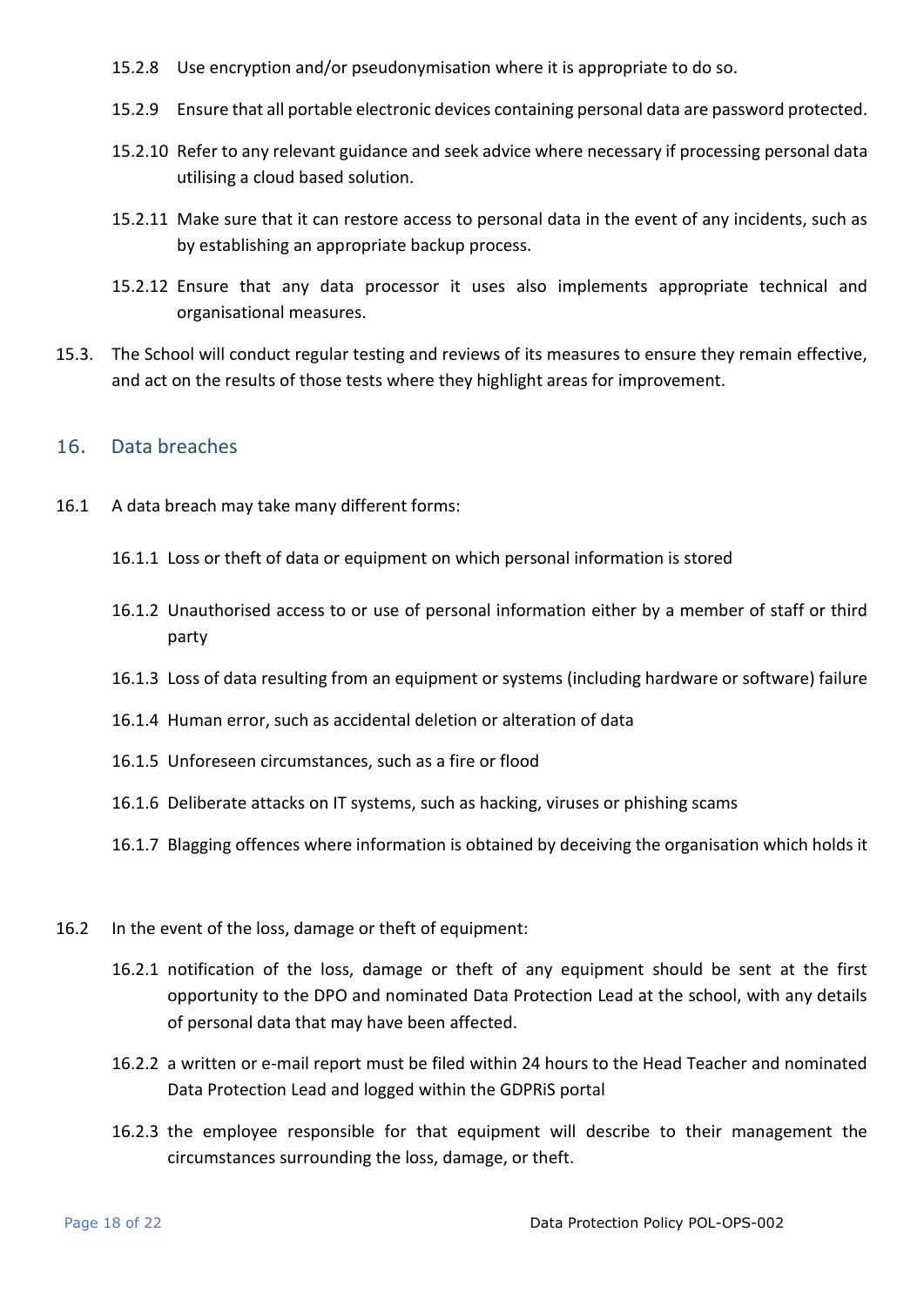15.2.8 Use encryption and/or pseudonymisation where it is appropriate to do so.

15.2.9 Ensure that all portable electronic devices containing personal data are password protected.

15.2.10 Refer to any relevant guidance and seek advice where necessary if processing personal data utilising a cloud based solution.

15.2.11 Make sure that it can restore access to personal data in the event of any incidents, such as by establishing an appropriate backup process.

15.2.12 Ensure that any data processor it uses also implements appropriate technical and organisational measures.

15.3. The School will conduct regular testing and reviews of its measures to ensure they remain effective, and act on the results of those tests where they highlight areas for improvement.

## 16. Data breaches

16.1 A data breach may take many different forms:

16.1.1 Loss or theft of data or equipment on which personal information is stored

16.1.2 Unauthorised access to or use of personal information either by a member of staff or third party

16.1.3 Loss of data resulting from an equipment or systems (including hardware or software) failure

16.1.4 Human error, such as accidental deletion or alteration of data

16.1.5 Unforeseen circumstances, such as a fire or flood

16.1.6 Deliberate attacks on IT systems, such as hacking, viruses or phishing scams

16.1.7 Blagging offences where information is obtained by deceiving the organisation which holds it

16.2 In the event of the loss, damage or theft of equipment:

16.2.1 notification of the loss, damage or theft of any equipment should be sent at the first opportunity to the DPO and nominated Data Protection Lead at the school, with any details of personal data that may have been affected.

16.2.2 a written or e-mail report must be filed within 24 hours to the Head Teacher and nominated Data Protection Lead and logged within the GDPRiS portal

16.2.3 the employee responsible for that equipment will describe to their management the circumstances surrounding the loss, damage, or theft.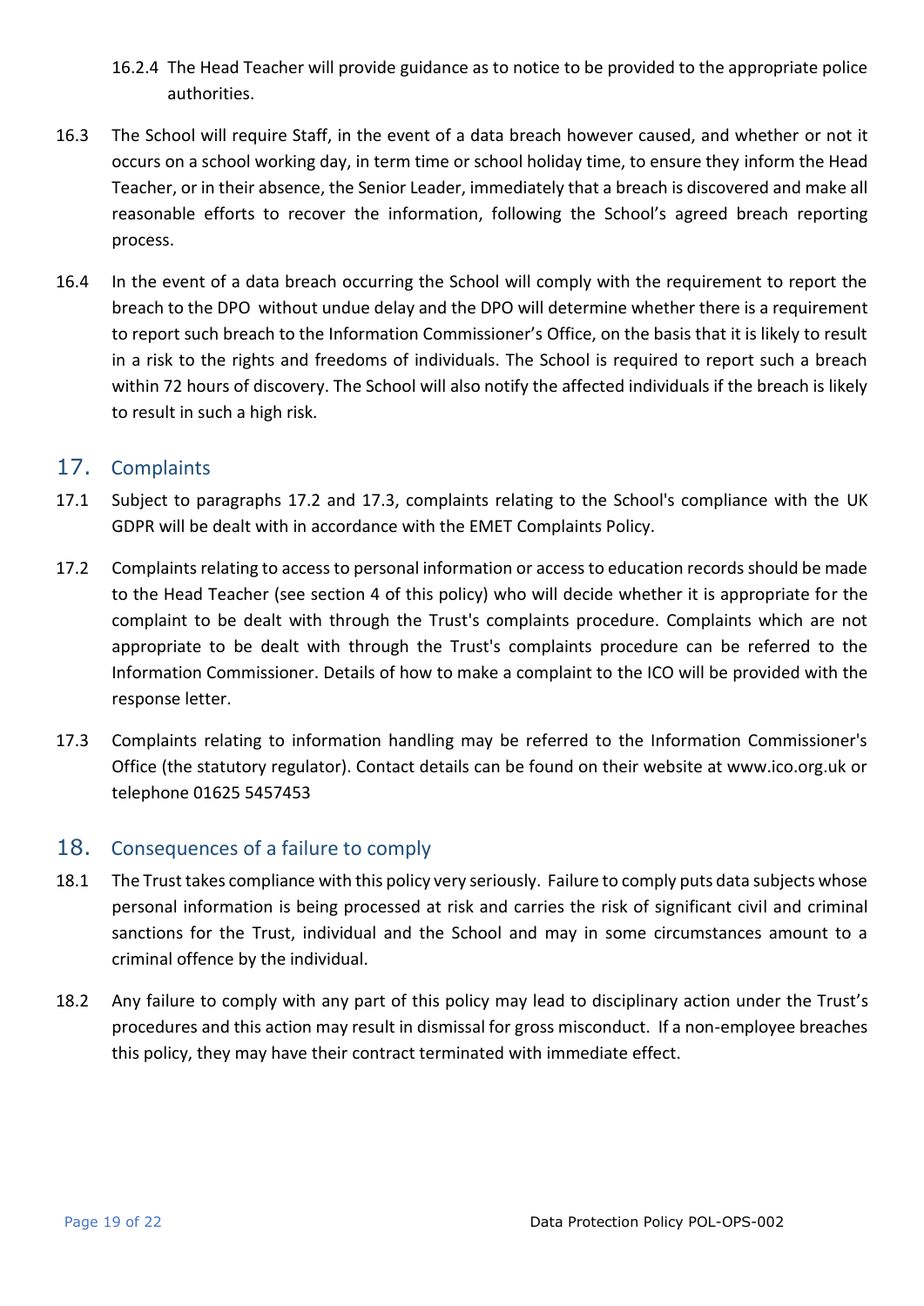16.2.4 The Head Teacher will provide guidance as to notice to be provided to the appropriate police authorities.

16.3 The School will require Staff, in the event of a data breach however caused, and whether or not it occurs on a school working day, in term time or school holiday time, to ensure they inform the Head Teacher, or in their absence, the Senior Leader, immediately that a breach is discovered and make all reasonable efforts to recover the information, following the School's agreed breach reporting process.

16.4 In the event of a data breach occurring the School will comply with the requirement to report the breach to the DPO without undue delay and the DPO will determine whether there is a requirement to report such breach to the Information Commissioner's Office, on the basis that it is likely to result in a risk to the rights and freedoms of individuals. The School is required to report such a breach within 72 hours of discovery. The School will also notify the affected individuals if the breach is likely to result in such a high risk.

## 17. Complaints

17.1 Subject to paragraphs 17.2 and 17.3, complaints relating to the School's compliance with the UK GDPR will be dealt with in accordance with the EMET Complaints Policy.

17.2 Complaints relating to access to personal information or access to education records should be made to the Head Teacher (see section 4 of this policy) who will decide whether it is appropriate for the complaint to be dealt with through the Trust's complaints procedure. Complaints which are not appropriate to be dealt with through the Trust's complaints procedure can be referred to the Information Commissioner. Details of how to make a complaint to the ICO will be provided with the response letter.

17.3 Complaints relating to information handling may be referred to the Information Commissioner's Office (the statutory regulator). Contact details can be found on their website at www.ico.org.uk or telephone 01625 5457453

## 18. Consequences of a failure to comply

18.1 The Trust takes compliance with this policy very seriously. Failure to comply puts data subjects whose personal information is being processed at risk and carries the risk of significant civil and criminal sanctions for the Trust, individual and the School and may in some circumstances amount to a criminal offence by the individual.

18.2 Any failure to comply with any part of this policy may lead to disciplinary action under the Trust's procedures and this action may result in dismissal for gross misconduct. If a non-employee breaches this policy, they may have their contract terminated with immediate effect.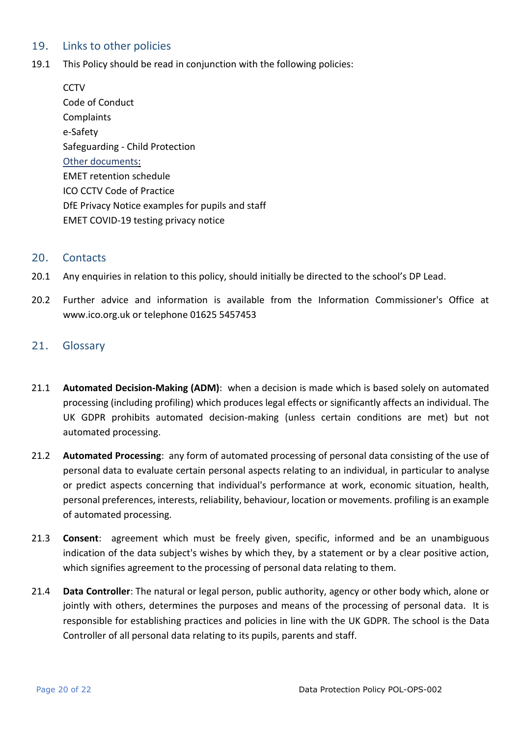## 19. Links to other policies

19.1 This Policy should be read in conjunction with the following policies:

CCTV
Code of Conduct
Complaints
e-Safety
Safeguarding - Child Protection
Other documents:
EMET retention schedule
ICO CCTV Code of Practice
DfE Privacy Notice examples for pupils and staff
EMET COVID-19 testing privacy notice

## 20. Contacts

20.1 Any enquiries in relation to this policy, should initially be directed to the school's DP Lead.

20.2 Further advice and information is available from the Information Commissioner's Office at www.ico.org.uk or telephone 01625 5457453

## 21. Glossary

21.1 **Automated Decision-Making (ADM)**: when a decision is made which is based solely on automated processing (including profiling) which produces legal effects or significantly affects an individual. The UK GDPR prohibits automated decision-making (unless certain conditions are met) but not automated processing.

21.2 **Automated Processing**: any form of automated processing of personal data consisting of the use of personal data to evaluate certain personal aspects relating to an individual, in particular to analyse or predict aspects concerning that individual's performance at work, economic situation, health, personal preferences, interests, reliability, behaviour, location or movements. profiling is an example of automated processing.

21.3 **Consent**: agreement which must be freely given, specific, informed and be an unambiguous indication of the data subject's wishes by which they, by a statement or by a clear positive action, which signifies agreement to the processing of personal data relating to them.

21.4 **Data Controller**: The natural or legal person, public authority, agency or other body which, alone or jointly with others, determines the purposes and means of the processing of personal data. It is responsible for establishing practices and policies in line with the UK GDPR. The school is the Data Controller of all personal data relating to its pupils, parents and staff.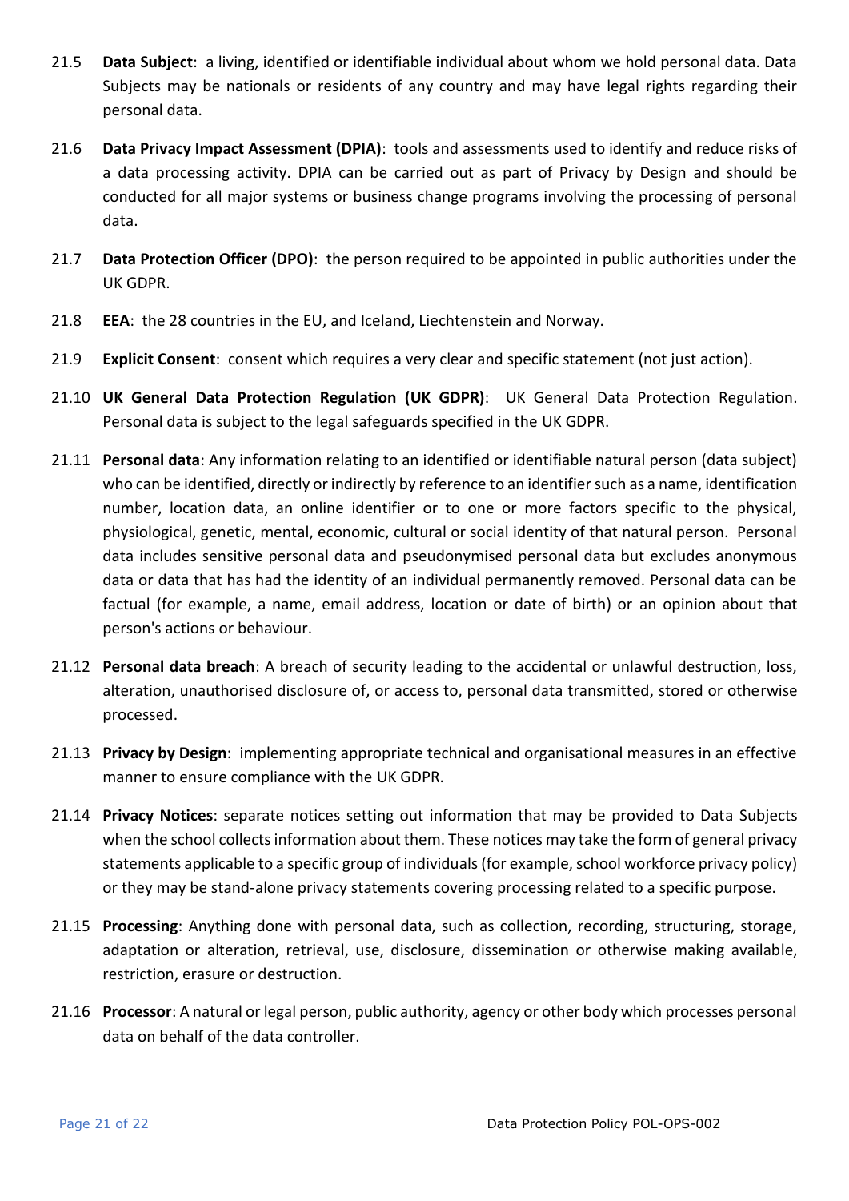21.5 **Data Subject**: a living, identified or identifiable individual about whom we hold personal data. Data Subjects may be nationals or residents of any country and may have legal rights regarding their personal data.

21.6 **Data Privacy Impact Assessment (DPIA)**: tools and assessments used to identify and reduce risks of a data processing activity. DPIA can be carried out as part of Privacy by Design and should be conducted for all major systems or business change programs involving the processing of personal data.

21.7 **Data Protection Officer (DPO)**: the person required to be appointed in public authorities under the UK GDPR.

21.8 **EEA**: the 28 countries in the EU, and Iceland, Liechtenstein and Norway.

21.9 **Explicit Consent**: consent which requires a very clear and specific statement (not just action).

21.10 **UK General Data Protection Regulation (UK GDPR)**: UK General Data Protection Regulation. Personal data is subject to the legal safeguards specified in the UK GDPR.

21.11 **Personal data**: Any information relating to an identified or identifiable natural person (data subject) who can be identified, directly or indirectly by reference to an identifier such as a name, identification number, location data, an online identifier or to one or more factors specific to the physical, physiological, genetic, mental, economic, cultural or social identity of that natural person. Personal data includes sensitive personal data and pseudonymised personal data but excludes anonymous data or data that has had the identity of an individual permanently removed. Personal data can be factual (for example, a name, email address, location or date of birth) or an opinion about that person's actions or behaviour.

21.12 **Personal data breach**: A breach of security leading to the accidental or unlawful destruction, loss, alteration, unauthorised disclosure of, or access to, personal data transmitted, stored or otherwise processed.

21.13 **Privacy by Design**: implementing appropriate technical and organisational measures in an effective manner to ensure compliance with the UK GDPR.

21.14 **Privacy Notices**: separate notices setting out information that may be provided to Data Subjects when the school collects information about them. These notices may take the form of general privacy statements applicable to a specific group of individuals (for example, school workforce privacy policy) or they may be stand-alone privacy statements covering processing related to a specific purpose.

21.15 **Processing**: Anything done with personal data, such as collection, recording, structuring, storage, adaptation or alteration, retrieval, use, disclosure, dissemination or otherwise making available, restriction, erasure or destruction.

21.16 **Processor**: A natural or legal person, public authority, agency or other body which processes personal data on behalf of the data controller.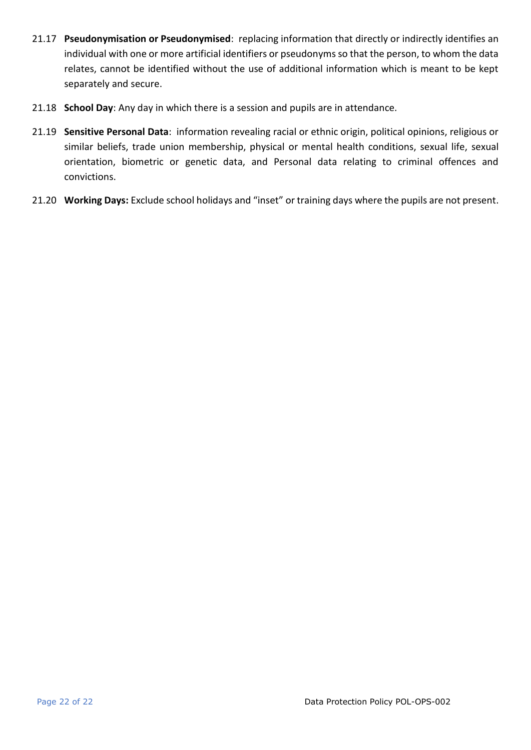21.17 **Pseudonymisation or Pseudonymised**: replacing information that directly or indirectly identifies an individual with one or more artificial identifiers or pseudonyms so that the person, to whom the data relates, cannot be identified without the use of additional information which is meant to be kept separately and secure.

21.18 **School Day**: Any day in which there is a session and pupils are in attendance.

21.19 **Sensitive Personal Data**: information revealing racial or ethnic origin, political opinions, religious or similar beliefs, trade union membership, physical or mental health conditions, sexual life, sexual orientation, biometric or genetic data, and Personal data relating to criminal offences and convictions.

21.20 **Working Days:** Exclude school holidays and "inset" or training days where the pupils are not present.